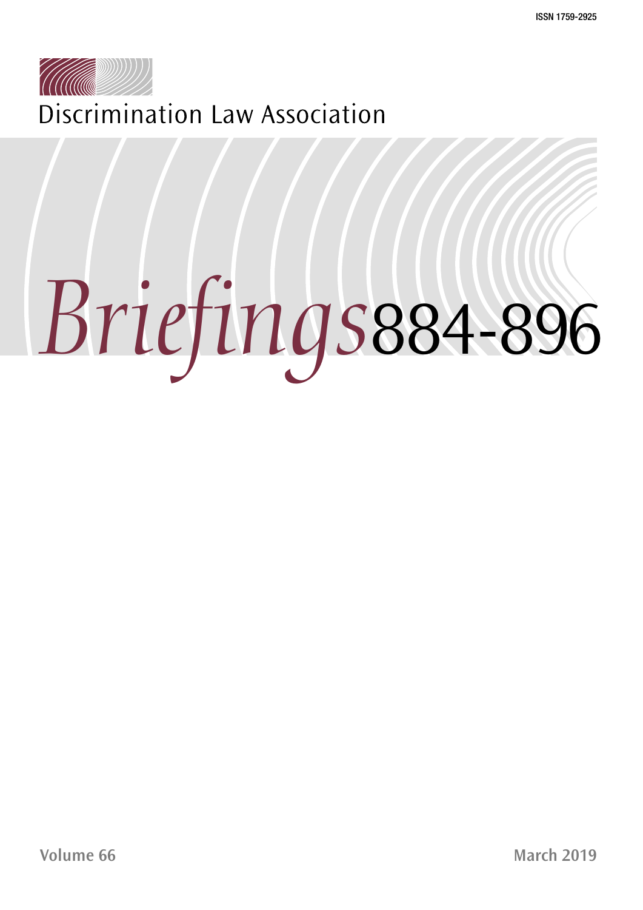ISSN 1759-2925

Discrimination Law Association

# *Briefings* 884-896

Volume 66

March 2019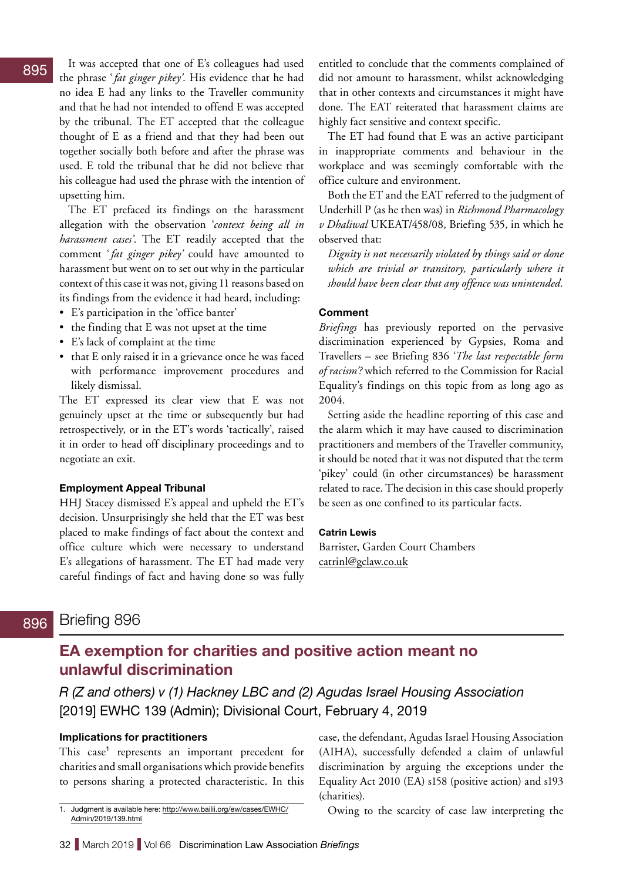It was accepted that one of E's colleagues had used the phrase '*fat ginger pikey*'. His evidence that he had no idea E had any links to the Traveller community and that he had not intended to offend E was accepted by the tribunal. The ET accepted that the colleague thought of E as a friend and that they had been out together socially both before and after the phrase was used. E told the tribunal that he did not believe that his colleague had used the phrase with the intention of upsetting him.

The ET prefaced its findings on the harassment allegation with the observation '*context being all in harassment cases*'. The ET readily accepted that the comment '*fat ginger pikey*' could have amounted to harassment but went on to set out why in the particular context of this case it was not, giving 11 reasons based on its findings from the evidence it had heard, including:

- E's participation in the 'office banter'
- the finding that E was not upset at the time
- E's lack of complaint at the time
- that E only raised it in a grievance once he was faced with performance improvement procedures and likely dismissal.

The ET expressed its clear view that E was not genuinely upset at the time or subsequently but had retrospectively, or in the ET's words 'tactically', raised it in order to head off disciplinary proceedings and to negotiate an exit.

### Employment Appeal Tribunal

HHJ Stacey dismissed E's appeal and upheld the ET's decision. Unsurprisingly she held that the ET was best placed to make findings of fact about the context and office culture which were necessary to understand E's allegations of harassment. The ET had made very careful findings of fact and having done so was fully entitled to conclude that the comments complained of did not amount to harassment, whilst acknowledging that in other contexts and circumstances it might have done. The EAT reiterated that harassment claims are highly fact sensitive and context specific.

The ET had found that E was an active participant in inappropriate comments and behaviour in the workplace and was seemingly comfortable with the office culture and environment.

Both the ET and the EAT referred to the judgment of Underhill P (as he then was) in *Richmond Pharmacology v Dhaliwal* UKEAT/458/08, Briefing 535, in which he observed that:

> *Dignity is not necessarily violated by things said or done which are trivial or transitory, particularly where it should have been clear that any offence was unintended.*

### Comment

*Briefings* has previously reported on the pervasive discrimination experienced by Gypsies, Roma and Travellers – see Briefing 836 '*The last respectable form of racism?*' which referred to the Commission for Racial Equality's findings on this topic from as long ago as 2004.

Setting aside the headline reporting of this case and the alarm which it may have caused to discrimination practitioners and members of the Traveller community, it should be noted that it was not disputed that the term 'pikey' could (in other circumstances) be harassment related to race. The decision in this case should properly be seen as one confined to its particular facts.

**Catrin Lewis**
Barrister, Garden Court Chambers
catrinl@gclaw.co.uk

# Briefing 896

## EA exemption for charities and positive action meant no unlawful discrimination

*R (Z and others) v (1) Hackney LBC and (2) Agudas Israel Housing Association*
[2019] EWHC 139 (Admin); Divisional Court, February 4, 2019

### Implications for practitioners

This case[1] represents an important precedent for charities and small organisations which provide benefits to persons sharing a protected characteristic. In this case, the defendant, Agudas Israel Housing Association (AIHA), successfully defended a claim of unlawful discrimination by arguing the exceptions under the Equality Act 2010 (EA) s158 (positive action) and s193 (charities).

Owing to the scarcity of case law interpreting the

1. Judgment is available here: http://www.bailii.org/ew/cases/EWHC/Admin/2019/139.html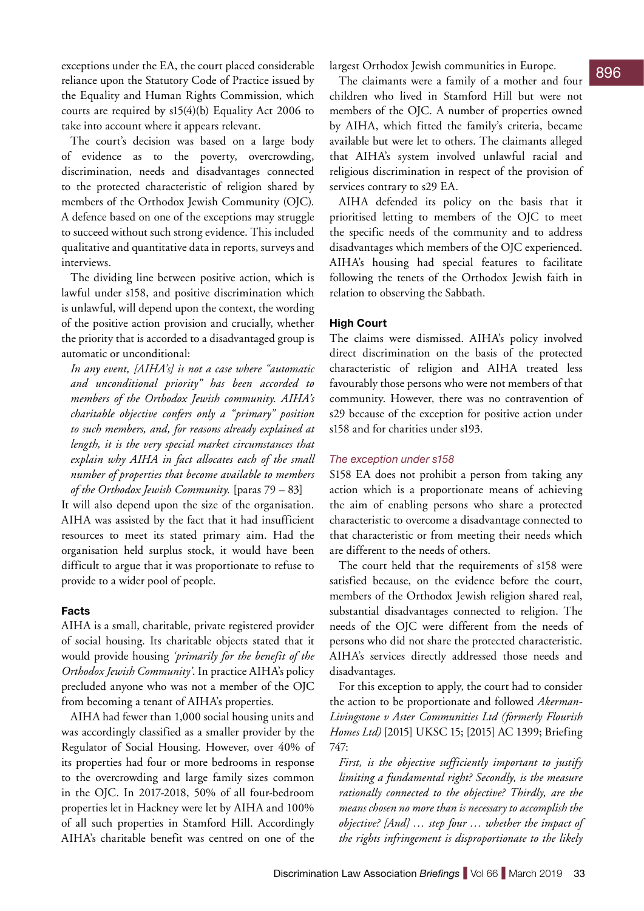exceptions under the EA, the court placed considerable reliance upon the Statutory Code of Practice issued by the Equality and Human Rights Commission, which courts are required by s15(4)(b) Equality Act 2006 to take into account where it appears relevant.

The court's decision was based on a large body of evidence as to the poverty, overcrowding, discrimination, needs and disadvantages connected to the protected characteristic of religion shared by members of the Orthodox Jewish Community (OJC). A defence based on one of the exceptions may struggle to succeed without such strong evidence. This included qualitative and quantitative data in reports, surveys and interviews.

The dividing line between positive action, which is lawful under s158, and positive discrimination which is unlawful, will depend upon the context, the wording of the positive action provision and crucially, whether the priority that is accorded to a disadvantaged group is automatic or unconditional:

> *In any event, [AIHA's] is not a case where "automatic and unconditional priority" has been accorded to members of the Orthodox Jewish community. AIHA's charitable objective confers only a "primary" position to such members, and, for reasons already explained at length, it is the very special market circumstances that explain why AIHA in fact allocates each of the small number of properties that become available to members of the Orthodox Jewish Community.* [paras 79 – 83]

It will also depend upon the size of the organisation. AIHA was assisted by the fact that it had insufficient resources to meet its stated primary aim. Had the organisation held surplus stock, it would have been difficult to argue that it was proportionate to refuse to provide to a wider pool of people.

### Facts

AIHA is a small, charitable, private registered provider of social housing. Its charitable objects stated that it would provide housing *'primarily for the benefit of the Orthodox Jewish Community'*. In practice AIHA's policy precluded anyone who was not a member of the OJC from becoming a tenant of AIHA's properties.

AIHA had fewer than 1,000 social housing units and was accordingly classified as a smaller provider by the Regulator of Social Housing. However, over 40% of its properties had four or more bedrooms in response to the overcrowding and large family sizes common in the OJC. In 2017-2018, 50% of all four-bedroom properties let in Hackney were let by AIHA and 100% of all such properties in Stamford Hill. Accordingly AIHA's charitable benefit was centred on one of the largest Orthodox Jewish communities in Europe.

The claimants were a family of a mother and four children who lived in Stamford Hill but were not members of the OJC. A number of properties owned by AIHA, which fitted the family's criteria, became available but were let to others. The claimants alleged that AIHA's system involved unlawful racial and religious discrimination in respect of the provision of services contrary to s29 EA.

AIHA defended its policy on the basis that it prioritised letting to members of the OJC to meet the specific needs of the community and to address disadvantages which members of the OJC experienced. AIHA's housing had special features to facilitate following the tenets of the Orthodox Jewish faith in relation to observing the Sabbath.

### High Court

The claims were dismissed. AIHA's policy involved direct discrimination on the basis of the protected characteristic of religion and AIHA treated less favourably those persons who were not members of that community. However, there was no contravention of s29 because of the exception for positive action under s158 and for charities under s193.

#### *The exception under s158*

S158 EA does not prohibit a person from taking any action which is a proportionate means of achieving the aim of enabling persons who share a protected characteristic to overcome a disadvantage connected to that characteristic or from meeting their needs which are different to the needs of others.

The court held that the requirements of s158 were satisfied because, on the evidence before the court, members of the Orthodox Jewish religion shared real, substantial disadvantages connected to religion. The needs of the OJC were different from the needs of persons who did not share the protected characteristic. AIHA's services directly addressed those needs and disadvantages.

For this exception to apply, the court had to consider the action to be proportionate and followed *Akerman-Livingstone v Aster Communities Ltd (formerly Flourish Homes Ltd)* [2015] UKSC 15; [2015] AC 1399; Briefing 747:

> *First, is the objective sufficiently important to justify limiting a fundamental right? Secondly, is the measure rationally connected to the objective? Thirdly, are the means chosen no more than is necessary to accomplish the objective? [And] … step four … whether the impact of the rights infringement is disproportionate to the likely*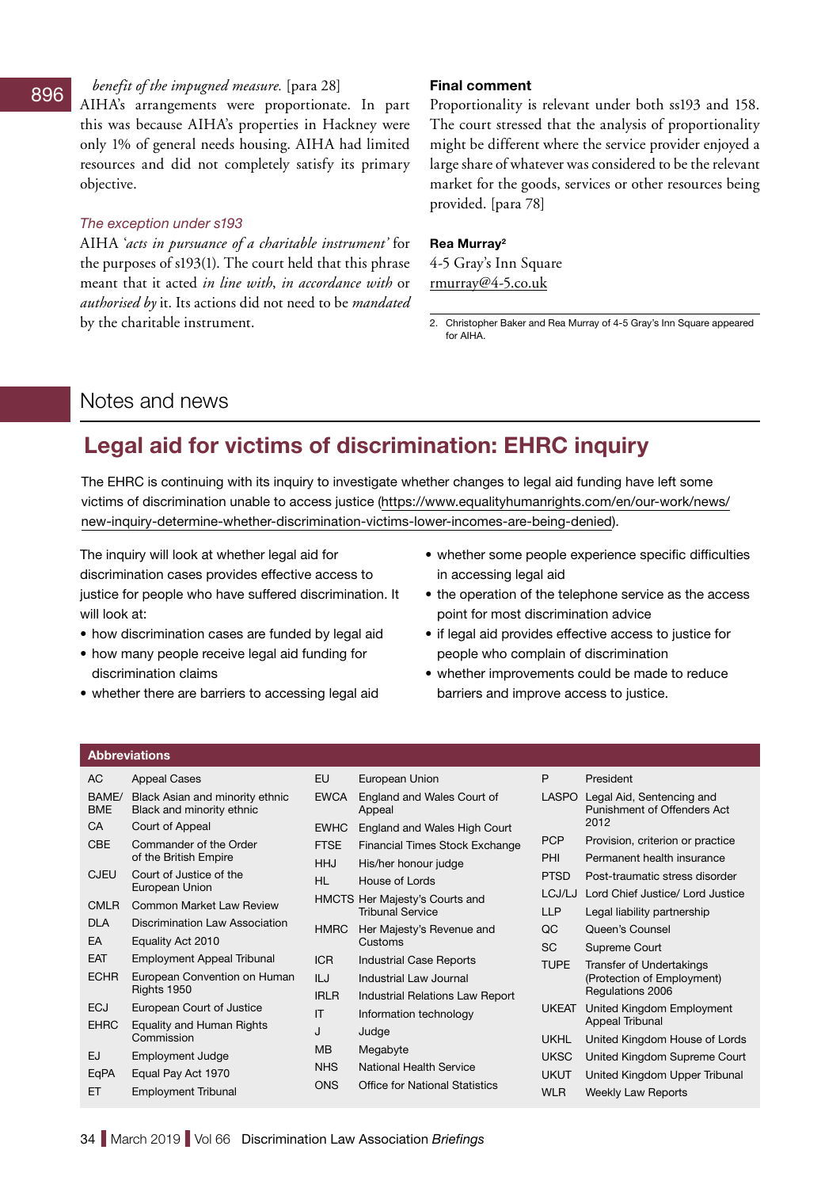*benefit of the impugned measure.* [para 28]

AIHA's arrangements were proportionate. In part this was because AIHA's properties in Hackney were only 1% of general needs housing. AIHA had limited resources and did not completely satisfy its primary objective.

*The exception under s193*

AIHA *'acts in pursuance of a charitable instrument'* for the purposes of s193(1). The court held that this phrase meant that it acted *in line with, in accordance with* or *authorised by* it. Its actions did not need to be *mandated* by the charitable instrument.

**Final comment**

Proportionality is relevant under both ss193 and 158. The court stressed that the analysis of proportionality might be different where the service provider enjoyed a large share of whatever was considered to be the relevant market for the goods, services or other resources being provided. [para 78]

**Rea Murray**[2]
4-5 Gray's Inn Square
rmurray@4-5.co.uk

2. Christopher Baker and Rea Murray of 4-5 Gray's Inn Square appeared for AIHA.

# Notes and news

## Legal aid for victims of discrimination: EHRC inquiry

The EHRC is continuing with its inquiry to investigate whether changes to legal aid funding have left some victims of discrimination unable to access justice (https://www.equalityhumanrights.com/en/our-work/news/new-inquiry-determine-whether-discrimination-victims-lower-incomes-are-being-denied).

The inquiry will look at whether legal aid for discrimination cases provides effective access to justice for people who have suffered discrimination. It will look at:

- how discrimination cases are funded by legal aid
- how many people receive legal aid funding for discrimination claims
- whether there are barriers to accessing legal aid
- whether some people experience specific difficulties in accessing legal aid
- the operation of the telephone service as the access point for most discrimination advice
- if legal aid provides effective access to justice for people who complain of discrimination
- whether improvements could be made to reduce barriers and improve access to justice.

**Abbreviations**

| | |
|---|---|
| AC | Appeal Cases |
| BAME/ BME | Black Asian and minority ethnic Black and minority ethnic |
| CA | Court of Appeal |
| CBE | Commander of the Order of the British Empire |
| CJEU | Court of Justice of the European Union |
| CMLR | Common Market Law Review |
| DLA | Discrimination Law Association |
| EA | Equality Act 2010 |
| EAT | Employment Appeal Tribunal |
| ECHR | European Convention on Human Rights 1950 |
| ECJ | European Court of Justice |
| EHRC | Equality and Human Rights Commission |
| EJ | Employment Judge |
| EqPA | Equal Pay Act 1970 |
| ET | Employment Tribunal |
| EU | European Union |
| EWCA | England and Wales Court of Appeal |
| EWHC | England and Wales High Court |
| FTSE | Financial Times Stock Exchange |
| HHJ | His/her honour judge |
| HL | House of Lords |
| HMCTS | Her Majesty's Courts and Tribunal Service |
| HMRC | Her Majesty's Revenue and Customs |
| ICR | Industrial Case Reports |
| ILJ | Industrial Law Journal |
| IRLR | Industrial Relations Law Report |
| IT | Information technology |
| J | Judge |
| MB | Megabyte |
| NHS | National Health Service |
| ONS | Office for National Statistics |
| P | President |
| LASPO | Legal Aid, Sentencing and Punishment of Offenders Act 2012 |
| PCP | Provision, criterion or practice |
| PHI | Permanent health insurance |
| PTSD | Post-traumatic stress disorder |
| LCJ/LJ | Lord Chief Justice/ Lord Justice |
| LLP | Legal liability partnership |
| QC | Queen's Counsel |
| SC | Supreme Court |
| TUPE | Transfer of Undertakings (Protection of Employment) Regulations 2006 |
| UKEAT | United Kingdom Employment Appeal Tribunal |
| UKHL | United Kingdom House of Lords |
| UKSC | United Kingdom Supreme Court |
| UKUT | United Kingdom Upper Tribunal |
| WLR | Weekly Law Reports |